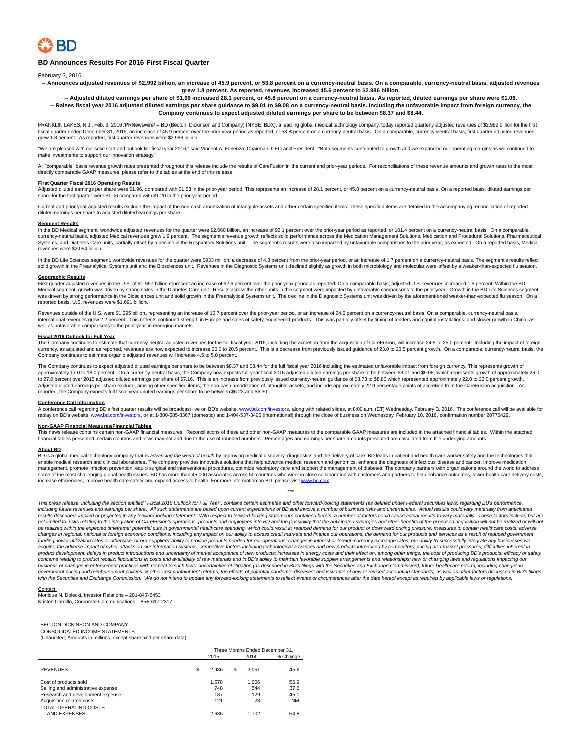# BD Announces Results For 2016 First Fiscal Quarter

February 3, 2016

**-- Announces adjusted revenues of $2.992 billion, an increase of 45.9 percent, or 53.8 percent on a currency-neutral basis. On a comparable, currency-neutral basis, adjusted revenues grew 1.8 percent. As reported, revenues increased 45.6 percent to $2.986 billion.**

**-- Adjusted diluted earnings per share of $1.96 increased 28.1 percent, or 45.8 percent on a currency-neutral basis. As reported, diluted earnings per share were $1.06.**

**-- Raises fiscal year 2016 adjusted diluted earnings per share guidance to $9.01 to $9.08 on a currency-neutral basis. Including the unfavorable impact from foreign currency, the Company continues to expect adjusted diluted earnings per share to be between $8.37 and $8.44.**

FRANKLIN LAKES, N.J., Feb. 3, 2016 /PRNewswire/ -- BD (Becton, Dickinson and Company) (NYSE: BDX), a leading global medical technology company, today reported quarterly adjusted revenues of $2.992 billion for the first fiscal quarter ended December 31, 2015, an increase of 45.9 percent over the prior-year period as reported, or 53.8 percent on a currency-neutral basis. On a comparable, currency-neutral basis, first quarter adjusted revenues grew 1.8 percent. As reported, first quarter revenues were $2.986 billion.

"We are pleased with our solid start and outlook for fiscal year 2016," said Vincent A. Forlenza, Chairman, CEO and President. "Both segments contributed to growth and we expanded our operating margins as we continued to make investments to support our innovation strategy."

All "comparable" basis revenue growth rates presented throughout this release include the results of CareFusion in the current and prior-year periods. For reconciliations of these revenue amounts and growth rates to the most directly comparable GAAP measures, please refer to the tables at the end of this release.

**First Quarter Fiscal 2016 Operating Results**

Adjusted diluted earnings per share were $1.96, compared with $1.53 in the prior-year period. This represents an increase of 28.1 percent, or 45.8 percent on a currency-neutral basis. On a reported basis, diluted earnings per share for the first quarter were $1.06 compared with $1.20 in the prior-year period.

Current and prior-year adjusted results exclude the impact of the non-cash amortization of intangible assets and other certain specified items. These specified items are detailed in the accompanying reconciliation of reported diluted earnings per share to adjusted diluted earnings per share.

**Segment Results**

In the BD Medical segment, worldwide adjusted revenues for the quarter were $2.060 billion, an increase of 92.1 percent over the prior-year period as reported, or 101.4 percent on a currency-neutral basis. On a comparable, currency-neutral basis, adjusted Medical revenues grew 1.9 percent. The segment's revenue growth reflects solid performance across the Medication Management Solutions, Medication and Procedural Solutions, Pharmaceutical Systems, and Diabetes Care units, partially offset by a decline in the Respiratory Solutions unit. The segment's results were also impacted by unfavorable comparisons to the prior year, as expected. On a reported basis, Medical revenues were $2.054 billion.

In the BD Life Sciences segment, worldwide revenues for the quarter were $933 million, a decrease of 4.8 percent from the prior-year period, or an increase of 1.7 percent on a currency-neutral basis. The segment's results reflect solid growth in the Preanalytical Systems unit and the Biosciences unit. Revenues in the Diagnostic Systems unit declined slightly as growth in both microbiology and molecular were offset by a weaker-than-expected flu season.

**Geographic Results**

First quarter adjusted revenues in the U.S. of $1.697 billion represent an increase of 92.6 percent over the prior-year period as reported. On a comparable basis, adjusted U.S. revenues increased 1.5 percent. Within the BD Medical segment, growth was driven by strong sales in the Diabetes Care unit. Results across the other units in the segment were impacted by unfavorable comparisons to the prior year. Growth in the BD Life Sciences segment was driven by strong performance in the Biosciences unit and solid growth in the Preanalytical Systems unit. The decline in the Diagnostic Systems unit was driven by the aforementioned weaker-than-expected flu season. On a reported basis, U.S. revenues were $1.691 billion.

Revenues outside of the U.S. were $1.295 billion, representing an increase of 10.7 percent over the prior-year period, or an increase of 24.6 percent on a currency-neutral basis. On a comparable, currency-neutral basis, international revenues grew 2.2 percent. This reflects continued strength in Europe and sales of safety-engineered products. This was partially offset by timing of tenders and capital installations, and slower growth in China, as well as unfavorable comparisons to the prior year in emerging markets.

**Fiscal 2016 Outlook for Full Year**

The Company continues to estimate that currency-neutral adjusted revenues for the full fiscal year 2016, including the accretion from the acquisition of CareFusion, will increase 24.5 to 25.0 percent. Including the impact of foreign currency, as adjusted and as reported, revenues are now expected to increase 20.0 to 20.5 percent. This is a decrease from previously issued guidance of 23.0 to 23.5 percent growth. On a comparable, currency-neutral basis, the Company continues to estimate organic adjusted revenues will increase 4.5 to 5.0 percent.

The Company continues to expect adjusted diluted earnings per share to be between $8.37 and $8.44 for the full fiscal year 2016 including the estimated unfavorable impact from foreign currency. This represents growth of approximately 17.0 to 18.0 percent. On a currency-neutral basis, the Company now expects full-year fiscal 2016 adjusted diluted earnings per share to be between $9.01 and $9.08, which represents growth of approximately 26.0 to 27.0 percent over 2015 adjusted diluted earnings per share of $7.16. This is an increase from previously issued currency-neutral guidance of $8.73 to $8.80 which represented approximately 22.0 to 23.0 percent growth. Adjusted diluted earnings per share exclude, among other specified items, the non-cash amortization of intangible assets, and include approximately 22.0 percentage points of accretion from the CareFusion acquisition. As reported, the Company expects full fiscal year diluted earnings per share to be between $6.23 and $6.30.

**Conference Call Information**

A conference call regarding BD's first quarter results will be broadcast live on BD's website, www.bd.com/investors, along with related slides, at 8:00 a.m. (ET) Wednesday, February 3, 2016. The conference call will be available for replay on BD's website, www.bd.com/investors, or at 1-800-585-8367 (domestic) and 1-404-537-3406 (international) through the close of business on Wednesday, February 10, 2016, confirmation number 20775429.

**Non-GAAP Financial Measures/Financial Tables**

This news release contains certain non-GAAP financial measures. Reconciliations of these and other non-GAAP measures to the comparable GAAP measures are included in the attached financial tables. Within the attached financial tables presented, certain columns and rows may not add due to the use of rounded numbers. Percentages and earnings per share amounts presented are calculated from the underlying amounts.

**About BD**

BD is a global medical technology company that is *advancing the world of health* by improving medical discovery, diagnostics and the delivery of care. BD leads in patient and health care worker safety and the technologies that enable medical research and clinical laboratories. The company provides innovative solutions that help advance medical research and genomics, enhance the diagnosis of infectious disease and cancer, improve medication management, promote infection prevention, equip surgical and interventional procedures, optimize respiratory care and support the management of diabetes. The company partners with organizations around the world to address some of the most challenging global health issues. BD has more than 45,000 associates across 50 countries who work in close collaboration with customers and partners to help enhance outcomes, lower health care delivery costs, increase efficiencies, improve health care safety and expand access to health. For more information on BD, please visit www.bd.com.

\*\*\*

*This press release, including the section entitled "Fiscal 2016 Outlook for Full Year", contains certain estimates and other forward-looking statements (as defined under Federal securities laws) regarding BD's performance, including future revenues and earnings per share. All such statements are based upon current expectations of BD and involve a number of business risks and uncertainties. Actual results could vary materially from anticipated results described, implied or projected in any forward-looking statement. With respect to forward-looking statements contained herein, a number of factors could cause actual results to vary materially. These factors include, but are not limited to: risks relating to the integration of CareFusion's operations, products and employees into BD and the possibility that the anticipated synergies and other benefits of the proposed acquisition will not be realized or will not be realized within the expected timeframe; potential cuts in governmental healthcare spending, which could result in reduced demand for our product or downward pricing pressure; measures to contain healthcare costs; adverse changes in regional, national or foreign economic conditions, including any impact on our ability to access credit markets and finance our operations, the demand for our products and services as a result of reduced government funding, lower utilization rates or otherwise, or our suppliers' ability to provide products needed for our operations; changes in interest or foreign currency exchange rates; our ability to successfully integrate any businesses we acquire; the adverse impact of cyber-attacks on our information systems; competitive factors including technological advances and new products introduced by competitors; pricing and market pressures; difficulties inherent in product development, delays in product introductions and uncertainty of market acceptance of new products; increases in energy costs and their effect on, among other things, the cost of producing BD's products; efficacy or safety concerns relating to product recalls; fluctuations in costs and availability of raw materials and in BD's ability to maintain favorable supplier arrangements and relationships; new or changing laws and regulations impacting our business or changes in enforcement practices with respect to such laws; uncertainties of litigation (as described in BD's filings with the Securities and Exchange Commission); future healthcare reform, including changes in government pricing and reimbursement policies or other cost containment reforms; the effects of potential pandemic diseases; and issuance of new or revised accounting standards, as well as other factors discussed in BD's filings with the Securities and Exchange Commission. We do not intend to update any forward-looking statements to reflect events or circumstances after the date hereof except as required by applicable laws or regulations.*

Contact:
Monique N. Dolecki, Investor Relations – 201-847-5453
Kristen Cardillo, Corporate Communications – 858-617-2317

BECTON DICKINSON AND COMPANY
CONSOLIDATED INCOME STATEMENTS
(Unaudited; Amounts in millions, except share and per share data)

| | Three Months Ended December 31, | | |
|---|---|---|---|
| | 2015 | 2014 | % Change |
| REVENUES | $ 2,986 | $ 2,051 | 45.6 |
| Cost of products sold | 1,578 | 1,006 | 56.9 |
| Selling and administrative expense | 748 | 544 | 37.6 |
| Research and development expense | 187 | 129 | 45.1 |
| Acquisition-related costs | 121 | 23 | NM |
| TOTAL OPERATING COSTS AND EXPENSES | 2,635 | 1,702 | 54.8 |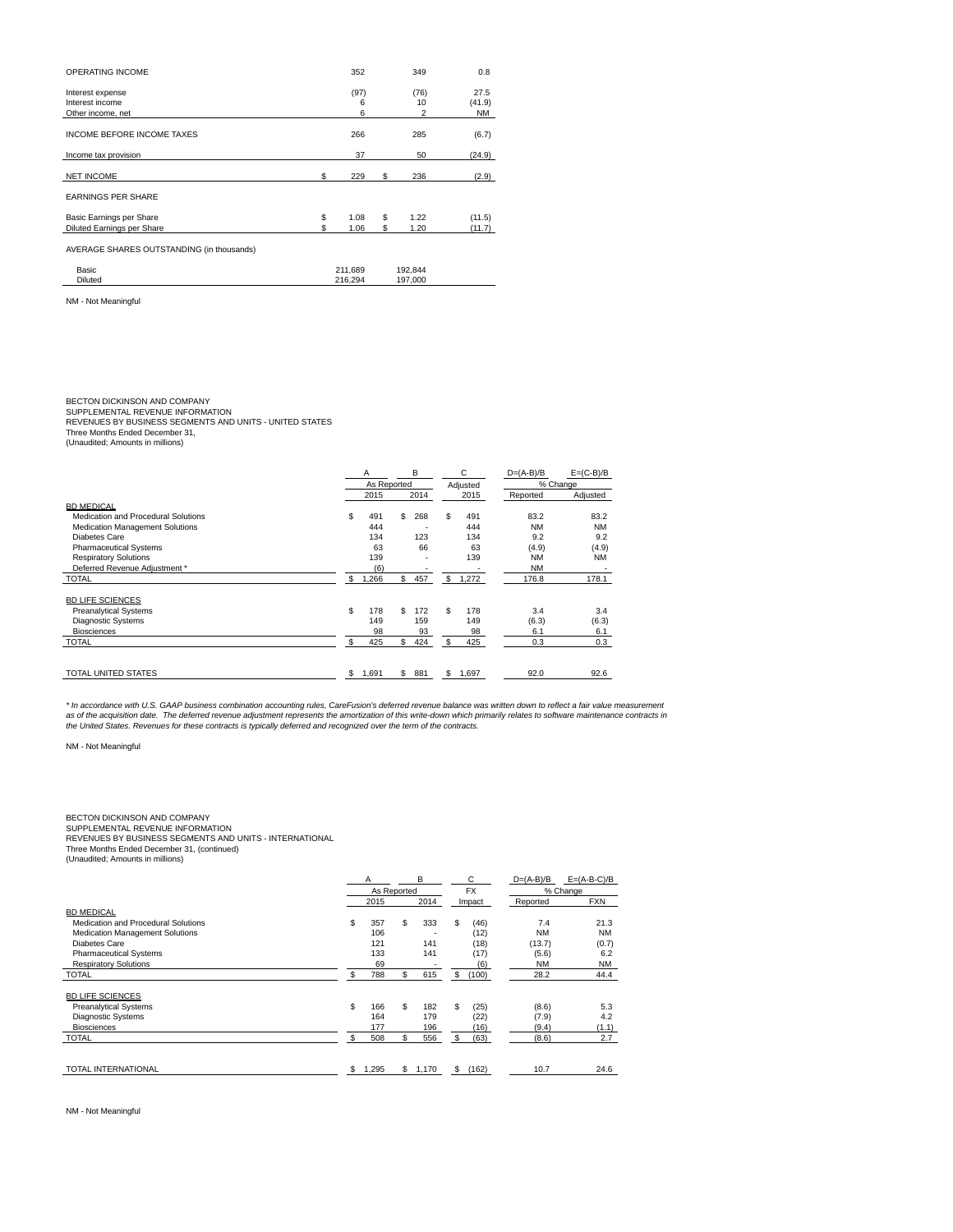| | 2015 | 2014 | % Change |
|---|---|---|---|
| OPERATING INCOME | 352 | 349 | 0.8 |
| Interest expense | (97) | (76) | 27.5 |
| Interest income | 6 | 10 | (41.9) |
| Other income, net | 6 | 2 | NM |
| INCOME BEFORE INCOME TAXES | 266 | 285 | (6.7) |
| Income tax provision | 37 | 50 | (24.9) |
| NET INCOME | $ 229 | $ 236 | (2.9) |
| EARNINGS PER SHARE | | | |
| Basic Earnings per Share | $ 1.08 | $ 1.22 | (11.5) |
| Diluted Earnings per Share | $ 1.06 | $ 1.20 | (11.7) |
| AVERAGE SHARES OUTSTANDING (in thousands) | | | |
| Basic | 211,689 | 192,844 | |
| Diluted | 216,294 | 197,000 | |

NM - Not Meaningful

BECTON DICKINSON AND COMPANY
SUPPLEMENTAL REVENUE INFORMATION
REVENUES BY BUSINESS SEGMENTS AND UNITS - UNITED STATES
Three Months Ended December 31,
(Unaudited; Amounts in millions)

| | A | B | C | D=(A-B)/B | E=(C-B)/B |
|---|---|---|---|---|---|
| | As Reported | | Adjusted | % Change | |
| | 2015 | 2014 | 2015 | Reported | Adjusted |
| **BD MEDICAL** | | | | | |
| Medication and Procedural Solutions | $ 491 | $ 268 | $ 491 | 83.2 | 83.2 |
| Medication Management Solutions | 444 | - | 444 | NM | NM |
| Diabetes Care | 134 | 123 | 134 | 9.2 | 9.2 |
| Pharmaceutical Systems | 63 | 66 | 63 | (4.9) | (4.9) |
| Respiratory Solutions | 139 | - | 139 | NM | NM |
| Deferred Revenue Adjustment * | (6) | - | - | NM | - |
| TOTAL | $ 1,266 | $ 457 | $ 1,272 | 176.8 | 178.1 |
| **BD LIFE SCIENCES** | | | | | |
| Preanalytical Systems | $ 178 | $ 172 | $ 178 | 3.4 | 3.4 |
| Diagnostic Systems | 149 | 159 | 149 | (6.3) | (6.3) |
| Biosciences | 98 | 93 | 98 | 6.1 | 6.1 |
| TOTAL | $ 425 | $ 424 | $ 425 | 0.3 | 0.3 |
| TOTAL UNITED STATES | $ 1,691 | $ 881 | $ 1,697 | 92.0 | 92.6 |

*\* In accordance with U.S. GAAP business combination accounting rules, CareFusion's deferred revenue balance was written down to reflect a fair value measurement as of the acquisition date. The deferred revenue adjustment represents the amortization of this write-down which primarily relates to software maintenance contracts in the United States. Revenues for these contracts is typically deferred and recognized over the term of the contracts.*

NM - Not Meaningful

BECTON DICKINSON AND COMPANY
SUPPLEMENTAL REVENUE INFORMATION
REVENUES BY BUSINESS SEGMENTS AND UNITS - INTERNATIONAL
Three Months Ended December 31, (continued)
(Unaudited; Amounts in millions)

| | A | B | C | D=(A-B)/B | E=(A-B-C)/B |
|---|---|---|---|---|---|
| | As Reported | | FX | % Change | |
| | 2015 | 2014 | Impact | Reported | FXN |
| **BD MEDICAL** | | | | | |
| Medication and Procedural Solutions | $ 357 | $ 333 | $ (46) | 7.4 | 21.3 |
| Medication Management Solutions | 106 | - | (12) | NM | NM |
| Diabetes Care | 121 | 141 | (18) | (13.7) | (0.7) |
| Pharmaceutical Systems | 133 | 141 | (17) | (5.6) | 6.2 |
| Respiratory Solutions | 69 | - | (6) | NM | NM |
| TOTAL | $ 788 | $ 615 | $ (100) | 28.2 | 44.4 |
| **BD LIFE SCIENCES** | | | | | |
| Preanalytical Systems | $ 166 | $ 182 | $ (25) | (8.6) | 5.3 |
| Diagnostic Systems | 164 | 179 | (22) | (7.9) | 4.2 |
| Biosciences | 177 | 196 | (16) | (9.4) | (1.1) |
| TOTAL | $ 508 | $ 556 | $ (63) | (8.6) | 2.7 |
| TOTAL INTERNATIONAL | $ 1,295 | $ 1,170 | $ (162) | 10.7 | 24.6 |

NM - Not Meaningful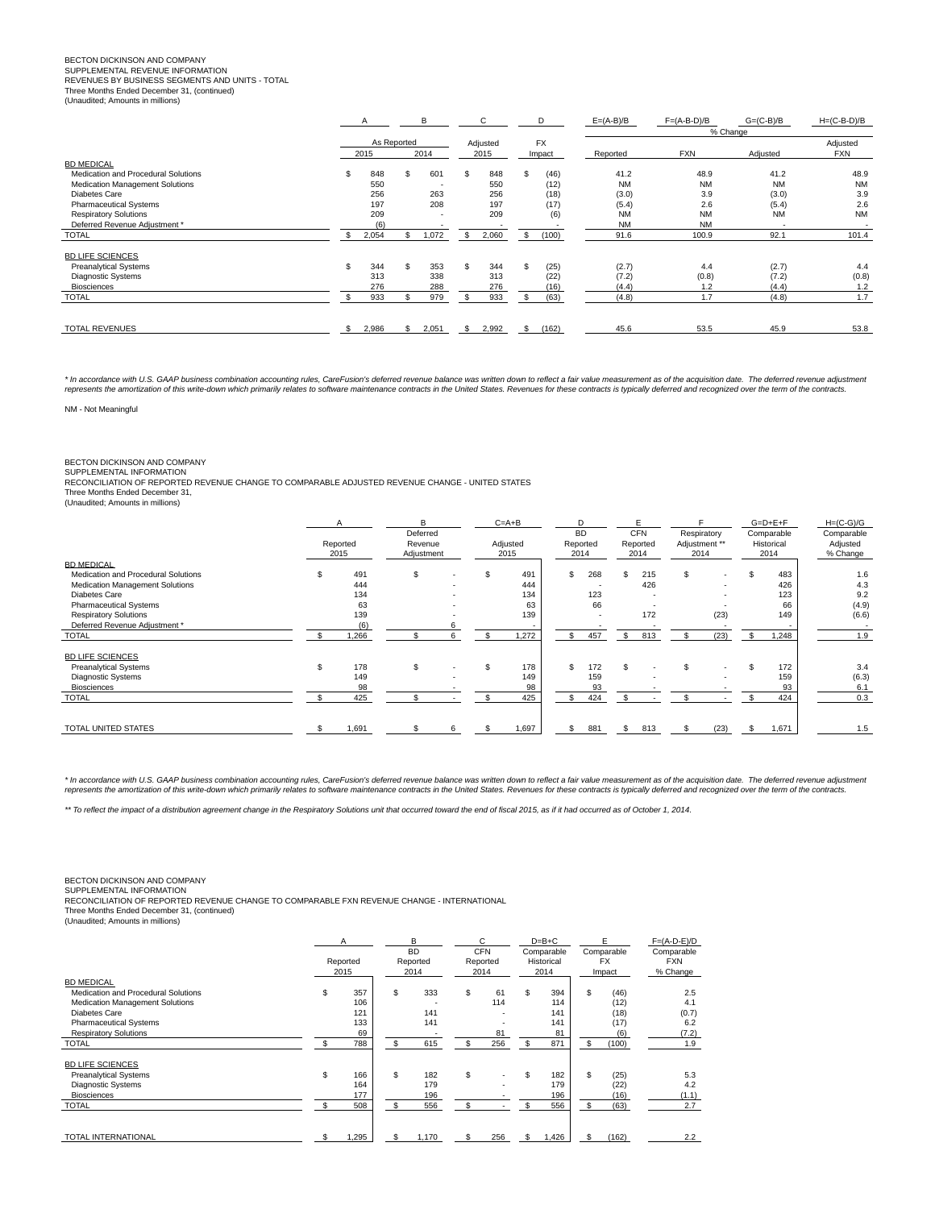BECTON DICKINSON AND COMPANY
SUPPLEMENTAL REVENUE INFORMATION
REVENUES BY BUSINESS SEGMENTS AND UNITS - TOTAL
Three Months Ended December 31, (continued)
(Unaudited; Amounts in millions)

| | A | B | C | D | E=(A-B)/B | F=(A-B-D)/B | G=(C-B)/B | H=(C-B-D)/B |
|---|---|---|---|---|---|---|---|---|
| | As Reported | | Adjusted | FX | % Change | | | |
| | 2015 | 2014 | 2015 | Impact | Reported | FXN | Adjusted | Adjusted FXN |
| **BD MEDICAL** | | | | | | | | |
| Medication and Procedural Solutions | $ 848 | $ 601 | $ 848 | $ (46) | 41.2 | 48.9 | 41.2 | 48.9 |
| Medication Management Solutions | 550 | - | 550 | (12) | NM | NM | NM | NM |
| Diabetes Care | 256 | 263 | 256 | (18) | (3.0) | 3.9 | (3.0) | 3.9 |
| Pharmaceutical Systems | 197 | 208 | 197 | (17) | (5.4) | 2.6 | (5.4) | 2.6 |
| Respiratory Solutions | 209 | - | 209 | (6) | NM | NM | NM | NM |
| Deferred Revenue Adjustment * | (6) | - | - | - | NM | NM | - | - |
| TOTAL | $ 2,054 | $ 1,072 | $ 2,060 | $ (100) | 91.6 | 100.9 | 92.1 | 101.4 |
| **BD LIFE SCIENCES** | | | | | | | | |
| Preanalytical Systems | $ 344 | $ 353 | $ 344 | $ (25) | (2.7) | 4.4 | (2.7) | 4.4 |
| Diagnostic Systems | 313 | 338 | 313 | (22) | (7.2) | (0.8) | (7.2) | (0.8) |
| Biosciences | 276 | 288 | 276 | (16) | (4.4) | 1.2 | (4.4) | 1.2 |
| TOTAL | $ 933 | $ 979 | $ 933 | $ (63) | (4.8) | 1.7 | (4.8) | 1.7 |
| TOTAL REVENUES | $ 2,986 | $ 2,051 | $ 2,992 | $ (162) | 45.6 | 53.5 | 45.9 | 53.8 |

*\* In accordance with U.S. GAAP business combination accounting rules, CareFusion's deferred revenue balance was written down to reflect a fair value measurement as of the acquisition date. The deferred revenue adjustment represents the amortization of this write-down which primarily relates to software maintenance contracts in the United States. Revenues for these contracts is typically deferred and recognized over the term of the contracts.*

NM - Not Meaningful

BECTON DICKINSON AND COMPANY
SUPPLEMENTAL INFORMATION
RECONCILIATION OF REPORTED REVENUE CHANGE TO COMPARABLE ADJUSTED REVENUE CHANGE - UNITED STATES
Three Months Ended December 31,
(Unaudited; Amounts in millions)

| | A | B | C=A+B | D | E | F | G=D+E+F | H=(C-G)/G |
|---|---|---|---|---|---|---|---|---|
| | Reported 2015 | Deferred Revenue Adjustment | Adjusted 2015 | BD Reported 2014 | CFN Reported 2014 | Respiratory Adjustment ** 2014 | Comparable Historical 2014 | Comparable Adjusted % Change |
| **BD MEDICAL** | | | | | | | | |
| Medication and Procedural Solutions | $ 491 | $ - | $ 491 | $ 268 | $ 215 | $ - | $ 483 | 1.6 |
| Medication Management Solutions | 444 | - | 444 | - | 426 | - | 426 | 4.3 |
| Diabetes Care | 134 | - | 134 | 123 | - | - | 123 | 9.2 |
| Pharmaceutical Systems | 63 | - | 63 | 66 | - | - | 66 | (4.9) |
| Respiratory Solutions | 139 | - | 139 | - | 172 | (23) | 149 | (6.6) |
| Deferred Revenue Adjustment * | (6) | 6 | - | - | - | - | - | - |
| TOTAL | $ 1,266 | $ 6 | $ 1,272 | $ 457 | $ 813 | $ (23) | $ 1,248 | 1.9 |
| **BD LIFE SCIENCES** | | | | | | | | |
| Preanalytical Systems | $ 178 | $ - | $ 178 | $ 172 | $ - | $ - | $ 172 | 3.4 |
| Diagnostic Systems | 149 | - | 149 | 159 | - | - | 159 | (6.3) |
| Biosciences | 98 | - | 98 | 93 | - | - | 93 | 6.1 |
| TOTAL | $ 425 | $ - | $ 425 | $ 424 | $ - | $ - | $ 424 | 0.3 |
| TOTAL UNITED STATES | $ 1,691 | $ 6 | $ 1,697 | $ 881 | $ 813 | $ (23) | $ 1,671 | 1.5 |

*\* In accordance with U.S. GAAP business combination accounting rules, CareFusion's deferred revenue balance was written down to reflect a fair value measurement as of the acquisition date. The deferred revenue adjustment represents the amortization of this write-down which primarily relates to software maintenance contracts in the United States. Revenues for these contracts is typically deferred and recognized over the term of the contracts.*

*\*\* To reflect the impact of a distribution agreement change in the Respiratory Solutions unit that occurred toward the end of fiscal 2015, as if it had occurred as of October 1, 2014.*

BECTON DICKINSON AND COMPANY
SUPPLEMENTAL INFORMATION
RECONCILIATION OF REPORTED REVENUE CHANGE TO COMPARABLE FXN REVENUE CHANGE - INTERNATIONAL
Three Months Ended December 31, (continued)
(Unaudited; Amounts in millions)

| | A | B | C | D=B+C | E | F=(A-D-E)/D |
|---|---|---|---|---|---|---|
| | Reported 2015 | BD Reported 2014 | CFN Reported 2014 | Comparable Historical 2014 | Comparable FX Impact | Comparable FXN % Change |
| **BD MEDICAL** | | | | | | |
| Medication and Procedural Solutions | $ 357 | $ 333 | $ 61 | $ 394 | $ (46) | 2.5 |
| Medication Management Solutions | 106 | - | 114 | 114 | (12) | 4.1 |
| Diabetes Care | 121 | 141 | - | 141 | (18) | (0.7) |
| Pharmaceutical Systems | 133 | 141 | - | 141 | (17) | 6.2 |
| Respiratory Solutions | 69 | - | 81 | 81 | (6) | (7.2) |
| TOTAL | $ 788 | $ 615 | $ 256 | $ 871 | $ (100) | 1.9 |
| **BD LIFE SCIENCES** | | | | | | |
| Preanalytical Systems | $ 166 | $ 182 | $ - | $ 182 | $ (25) | 5.3 |
| Diagnostic Systems | 164 | 179 | - | 179 | (22) | 4.2 |
| Biosciences | 177 | 196 | - | 196 | (16) | (1.1) |
| TOTAL | $ 508 | $ 556 | $ - | $ 556 | $ (63) | 2.7 |
| TOTAL INTERNATIONAL | $ 1,295 | $ 1,170 | $ 256 | $ 1,426 | $ (162) | 2.2 |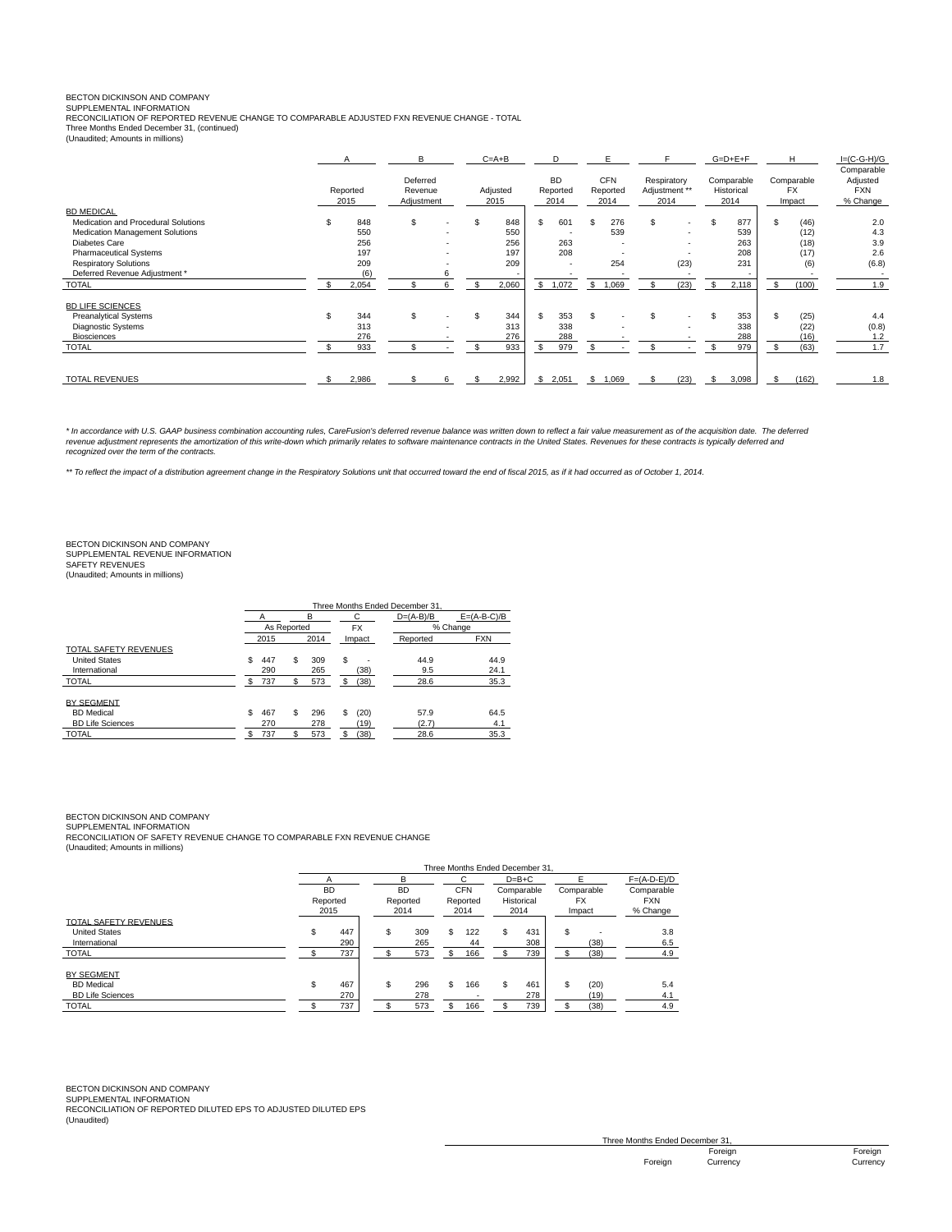BECTON DICKINSON AND COMPANY
SUPPLEMENTAL INFORMATION
RECONCILIATION OF REPORTED REVENUE CHANGE TO COMPARABLE ADJUSTED FXN REVENUE CHANGE - TOTAL
Three Months Ended December 31, (continued)
(Unaudited; Amounts in millions)

| | A | B | C=A+B | D | E | F | G=D+E+F | H | I=(C-G-H)/G |
|---|---|---|---|---|---|---|---|---|---|
| | Reported 2015 | Deferred Revenue Adjustment | Adjusted 2015 | BD Reported 2014 | CFN Reported 2014 | Respiratory Adjustment ** 2014 | Comparable Historical 2014 | Comparable FX Impact | Comparable Adjusted FXN % Change |
| **BD MEDICAL** | | | | | | | | | |
| Medication and Procedural Solutions | $ 848 | $ - | $ 848 | $ 601 | $ 276 | $ - | $ 877 | $ (46) | 2.0 |
| Medication Management Solutions | 550 | - | 550 | - | 539 | - | 539 | (12) | 4.3 |
| Diabetes Care | 256 | - | 256 | 263 | - | - | 263 | (18) | 3.9 |
| Pharmaceutical Systems | 197 | - | 197 | 208 | - | - | 208 | (17) | 2.6 |
| Respiratory Solutions | 209 | - | 209 | - | 254 | (23) | 231 | (6) | (6.8) |
| Deferred Revenue Adjustment * | (6) | 6 | - | - | - | - | - | - | - |
| TOTAL | $ 2,054 | $ 6 | $ 2,060 | $ 1,072 | $ 1,069 | $ (23) | $ 2,118 | $ (100) | 1.9 |
| **BD LIFE SCIENCES** | | | | | | | | | |
| Preanalytical Systems | $ 344 | $ - | $ 344 | $ 353 | $ - | $ - | $ 353 | $ (25) | 4.4 |
| Diagnostic Systems | 313 | - | 313 | 338 | - | - | 338 | (22) | (0.8) |
| Biosciences | 276 | - | 276 | 288 | - | - | 288 | (16) | 1.2 |
| TOTAL | $ 933 | $ - | $ 933 | $ 979 | $ - | $ - | $ 979 | $ (63) | 1.7 |
| TOTAL REVENUES | $ 2,986 | $ 6 | $ 2,992 | $ 2,051 | $ 1,069 | $ (23) | $ 3,098 | $ (162) | 1.8 |

*\* In accordance with U.S. GAAP business combination accounting rules, CareFusion's deferred revenue balance was written down to reflect a fair value measurement as of the acquisition date. The deferred revenue adjustment represents the amortization of this write-down which primarily relates to software maintenance contracts in the United States. Revenues for these contracts is typically deferred and recognized over the term of the contracts.*

*\*\* To reflect the impact of a distribution agreement change in the Respiratory Solutions unit that occurred toward the end of fiscal 2015, as if it had occurred as of October 1, 2014.*

BECTON DICKINSON AND COMPANY
SUPPLEMENTAL REVENUE INFORMATION
SAFETY REVENUES
(Unaudited; Amounts in millions)

| | Three Months Ended December 31, | | | | |
|---|---|---|---|---|---|
| | A | B | C | D=(A-B)/B | E=(A-B-C)/B |
| | As Reported | | FX | % Change | |
| | 2015 | 2014 | Impact | Reported | FXN |
| **TOTAL SAFETY REVENUES** | | | | | |
| United States | $ 447 | $ 309 | $ - | 44.9 | 44.9 |
| International | 290 | 265 | (38) | 9.5 | 24.1 |
| TOTAL | $ 737 | $ 573 | $ (38) | 28.6 | 35.3 |
| **BY SEGMENT** | | | | | |
| BD Medical | $ 467 | $ 296 | $ (20) | 57.9 | 64.5 |
| BD Life Sciences | 270 | 278 | (19) | (2.7) | 4.1 |
| TOTAL | $ 737 | $ 573 | $ (38) | 28.6 | 35.3 |

BECTON DICKINSON AND COMPANY
SUPPLEMENTAL INFORMATION
RECONCILIATION OF SAFETY REVENUE CHANGE TO COMPARABLE FXN REVENUE CHANGE
(Unaudited; Amounts in millions)

| | Three Months Ended December 31, | | | | | |
|---|---|---|---|---|---|---|
| | A | B | C | D=B+C | E | F=(A-D-E)/D |
| | BD Reported 2015 | BD Reported 2014 | CFN Reported 2014 | Comparable Historical 2014 | Comparable FX Impact | Comparable FXN % Change |
| **TOTAL SAFETY REVENUES** | | | | | | |
| United States | $ 447 | $ 309 | $ 122 | $ 431 | $ - | 3.8 |
| International | 290 | 265 | 44 | 308 | (38) | 6.5 |
| TOTAL | $ 737 | $ 573 | $ 166 | $ 739 | $ (38) | 4.9 |
| **BY SEGMENT** | | | | | | |
| BD Medical | $ 467 | $ 296 | $ 166 | $ 461 | $ (20) | 5.4 |
| BD Life Sciences | 270 | 278 | - | 278 | (19) | 4.1 |
| TOTAL | $ 737 | $ 573 | $ 166 | $ 739 | $ (38) | 4.9 |

BECTON DICKINSON AND COMPANY
SUPPLEMENTAL INFORMATION
RECONCILIATION OF REPORTED DILUTED EPS TO ADJUSTED DILUTED EPS
(Unaudited)

| Three Months Ended December 31, | | |
|---|---|---|
| Foreign | Foreign Currency | Foreign Currency |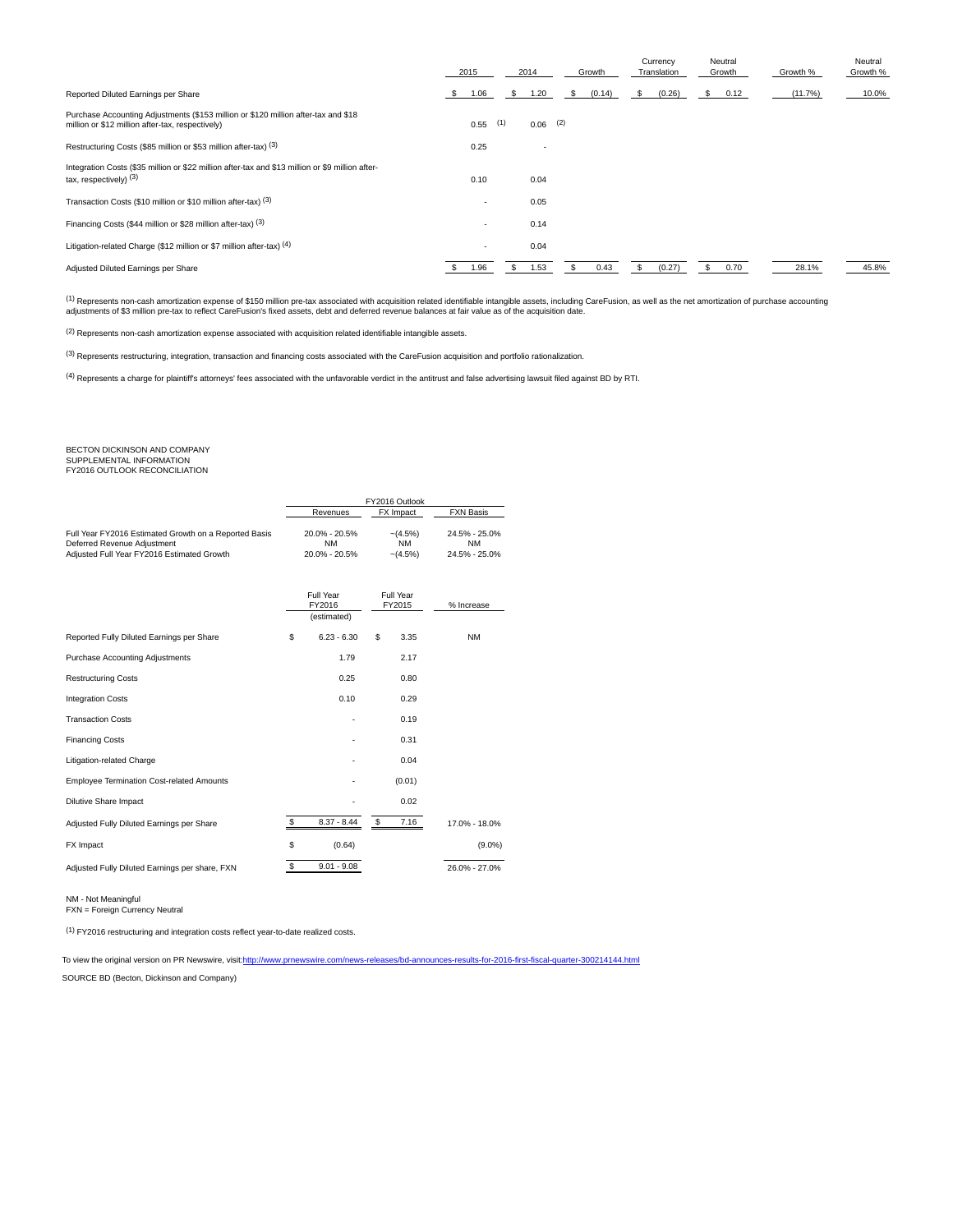| | 2015 | 2014 | Growth | Currency Translation | Neutral Growth | Growth % | Neutral Growth % |
|---|---|---|---|---|---|---|---|
| Reported Diluted Earnings per Share | $ 1.06 | $ 1.20 | $ (0.14) | $ (0.26) | $ 0.12 | (11.7%) | 10.0% |
| Purchase Accounting Adjustments ($153 million or $120 million after-tax and $18 million or $12 million after-tax, respectively) | 0.55 (1) | 0.06 (2) | | | | | |
| Restructuring Costs ($85 million or $53 million after-tax) (3) | 0.25 | - | | | | | |
| Integration Costs ($35 million or $22 million after-tax and $13 million or $9 million after-tax, respectively) (3) | 0.10 | 0.04 | | | | | |
| Transaction Costs ($10 million or $10 million after-tax) (3) | - | 0.05 | | | | | |
| Financing Costs ($44 million or $28 million after-tax) (3) | - | 0.14 | | | | | |
| Litigation-related Charge ($12 million or $7 million after-tax) (4) | - | 0.04 | | | | | |
| Adjusted Diluted Earnings per Share | $ 1.96 | $ 1.53 | $ 0.43 | $ (0.27) | $ 0.70 | 28.1% | 45.8% |

(1) Represents non-cash amortization expense of $150 million pre-tax associated with acquisition related identifiable intangible assets, including CareFusion, as well as the net amortization of purchase accounting adjustments of $3 million pre-tax to reflect CareFusion's fixed assets, debt and deferred revenue balances at fair value as of the acquisition date.

(2) Represents non-cash amortization expense associated with acquisition related identifiable intangible assets.

(3) Represents restructuring, integration, transaction and financing costs associated with the CareFusion acquisition and portfolio rationalization.

(4) Represents a charge for plaintiff's attorneys' fees associated with the unfavorable verdict in the antitrust and false advertising lawsuit filed against BD by RTI.

BECTON DICKINSON AND COMPANY
SUPPLEMENTAL INFORMATION
FY2016 OUTLOOK RECONCILIATION

| | FY2016 Outlook | | |
|---|---|---|---|
| | Revenues | FX Impact | FXN Basis |
| Full Year FY2016 Estimated Growth on a Reported Basis | 20.0% - 20.5% | ~(4.5%) | 24.5% - 25.0% |
| Deferred Revenue Adjustment | NM | NM | NM |
| Adjusted Full Year FY2016 Estimated Growth | 20.0% - 20.5% | ~(4.5%) | 24.5% - 25.0% |

| | Full Year FY2016 (estimated) | Full Year FY2015 | % Increase |
|---|---|---|---|
| Reported Fully Diluted Earnings per Share | $ 6.23 - 6.30 | $ 3.35 | NM |
| Purchase Accounting Adjustments | 1.79 | 2.17 | |
| Restructuring Costs | 0.25 | 0.80 | |
| Integration Costs | 0.10 | 0.29 | |
| Transaction Costs | - | 0.19 | |
| Financing Costs | - | 0.31 | |
| Litigation-related Charge | - | 0.04 | |
| Employee Termination Cost-related Amounts | - | (0.01) | |
| Dilutive Share Impact | - | 0.02 | |
| Adjusted Fully Diluted Earnings per Share | $ 8.37 - 8.44 | $ 7.16 | 17.0% - 18.0% |
| FX Impact | $ (0.64) | | (9.0%) |
| Adjusted Fully Diluted Earnings per share, FXN | $ 9.01 - 9.08 | | 26.0% - 27.0% |

NM - Not Meaningful
FXN = Foreign Currency Neutral

(1) FY2016 restructuring and integration costs reflect year-to-date realized costs.

To view the original version on PR Newswire, visit:http://www.prnewswire.com/news-releases/bd-announces-results-for-2016-first-fiscal-quarter-300214144.html

SOURCE BD (Becton, Dickinson and Company)